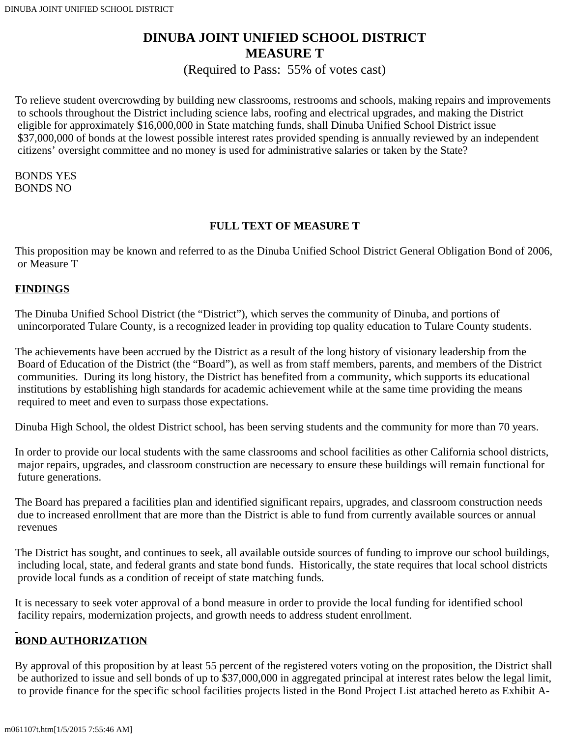# DINUBA JOINT UNIFIED SCHOOL DISTRICT
# MEASURE T

(Required to Pass: 55% of votes cast)

To relieve student overcrowding by building new classrooms, restrooms and schools, making repairs and improvements to schools throughout the District including science labs, roofing and electrical upgrades, and making the District eligible for approximately $16,000,000 in State matching funds, shall Dinuba Unified School District issue $37,000,000 of bonds at the lowest possible interest rates provided spending is annually reviewed by an independent citizens' oversight committee and no money is used for administrative salaries or taken by the State?

BONDS YES
BONDS NO

## FULL TEXT OF MEASURE T

This proposition may be known and referred to as the Dinuba Unified School District General Obligation Bond of 2006, or Measure T

### FINDINGS

The Dinuba Unified School District (the "District"), which serves the community of Dinuba, and portions of unincorporated Tulare County, is a recognized leader in providing top quality education to Tulare County students.

The achievements have been accrued by the District as a result of the long history of visionary leadership from the Board of Education of the District (the "Board"), as well as from staff members, parents, and members of the District communities. During its long history, the District has benefited from a community, which supports its educational institutions by establishing high standards for academic achievement while at the same time providing the means required to meet and even to surpass those expectations.

Dinuba High School, the oldest District school, has been serving students and the community for more than 70 years.

In order to provide our local students with the same classrooms and school facilities as other California school districts, major repairs, upgrades, and classroom construction are necessary to ensure these buildings will remain functional for future generations.

The Board has prepared a facilities plan and identified significant repairs, upgrades, and classroom construction needs due to increased enrollment that are more than the District is able to fund from currently available sources or annual revenues

The District has sought, and continues to seek, all available outside sources of funding to improve our school buildings, including local, state, and federal grants and state bond funds. Historically, the state requires that local school districts provide local funds as a condition of receipt of state matching funds.

It is necessary to seek voter approval of a bond measure in order to provide the local funding for identified school facility repairs, modernization projects, and growth needs to address student enrollment.

### BOND AUTHORIZATION

By approval of this proposition by at least 55 percent of the registered voters voting on the proposition, the District shall be authorized to issue and sell bonds of up to $37,000,000 in aggregated principal at interest rates below the legal limit, to provide finance for the specific school facilities projects listed in the Bond Project List attached hereto as Exhibit A-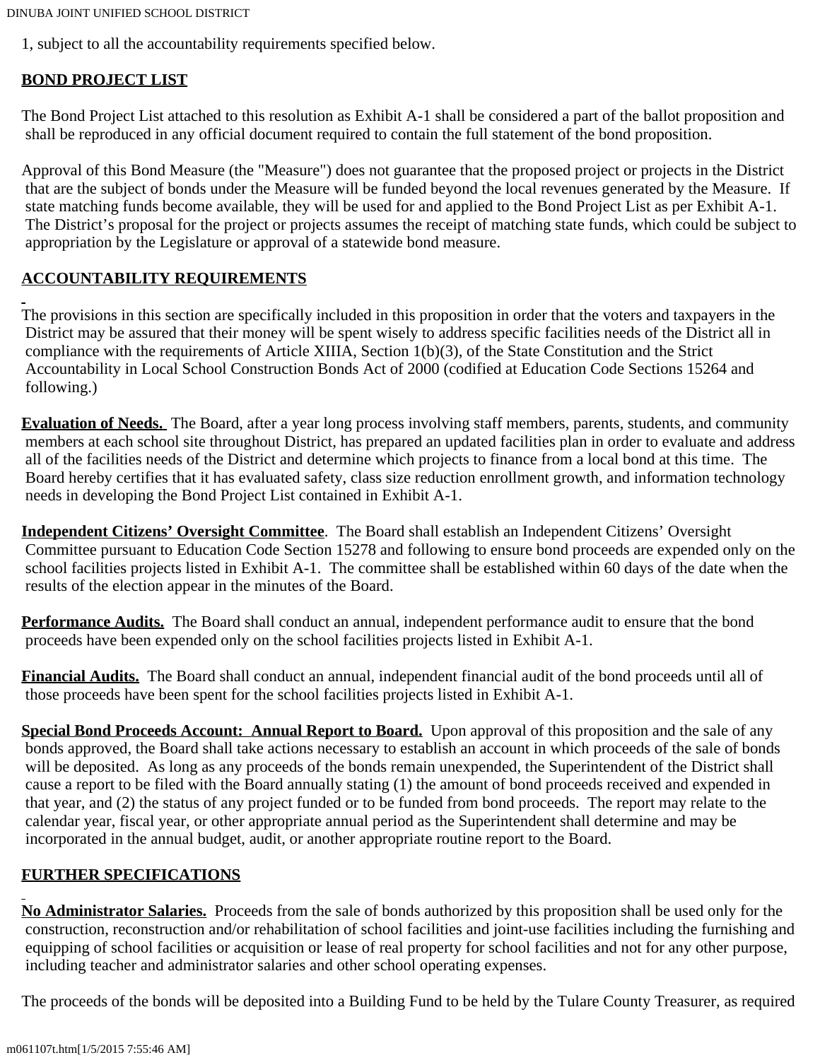1, subject to all the accountability requirements specified below.

**BOND PROJECT LIST**

The Bond Project List attached to this resolution as Exhibit A-1 shall be considered a part of the ballot proposition and shall be reproduced in any official document required to contain the full statement of the bond proposition.

Approval of this Bond Measure (the "Measure") does not guarantee that the proposed project or projects in the District that are the subject of bonds under the Measure will be funded beyond the local revenues generated by the Measure. If state matching funds become available, they will be used for and applied to the Bond Project List as per Exhibit A-1. The District's proposal for the project or projects assumes the receipt of matching state funds, which could be subject to appropriation by the Legislature or approval of a statewide bond measure.

**ACCOUNTABILITY REQUIREMENTS**

The provisions in this section are specifically included in this proposition in order that the voters and taxpayers in the District may be assured that their money will be spent wisely to address specific facilities needs of the District all in compliance with the requirements of Article XIIIA, Section 1(b)(3), of the State Constitution and the Strict Accountability in Local School Construction Bonds Act of 2000 (codified at Education Code Sections 15264 and following.)

**Evaluation of Needs.** The Board, after a year long process involving staff members, parents, students, and community members at each school site throughout District, has prepared an updated facilities plan in order to evaluate and address all of the facilities needs of the District and determine which projects to finance from a local bond at this time. The Board hereby certifies that it has evaluated safety, class size reduction enrollment growth, and information technology needs in developing the Bond Project List contained in Exhibit A-1.

**Independent Citizens' Oversight Committee**. The Board shall establish an Independent Citizens' Oversight Committee pursuant to Education Code Section 15278 and following to ensure bond proceeds are expended only on the school facilities projects listed in Exhibit A-1. The committee shall be established within 60 days of the date when the results of the election appear in the minutes of the Board.

**Performance Audits.** The Board shall conduct an annual, independent performance audit to ensure that the bond proceeds have been expended only on the school facilities projects listed in Exhibit A-1.

**Financial Audits.** The Board shall conduct an annual, independent financial audit of the bond proceeds until all of those proceeds have been spent for the school facilities projects listed in Exhibit A-1.

**Special Bond Proceeds Account: Annual Report to Board.** Upon approval of this proposition and the sale of any bonds approved, the Board shall take actions necessary to establish an account in which proceeds of the sale of bonds will be deposited. As long as any proceeds of the bonds remain unexpended, the Superintendent of the District shall cause a report to be filed with the Board annually stating (1) the amount of bond proceeds received and expended in that year, and (2) the status of any project funded or to be funded from bond proceeds. The report may relate to the calendar year, fiscal year, or other appropriate annual period as the Superintendent shall determine and may be incorporated in the annual budget, audit, or another appropriate routine report to the Board.

**FURTHER SPECIFICATIONS**

**No Administrator Salaries.** Proceeds from the sale of bonds authorized by this proposition shall be used only for the construction, reconstruction and/or rehabilitation of school facilities and joint-use facilities including the furnishing and equipping of school facilities or acquisition or lease of real property for school facilities and not for any other purpose, including teacher and administrator salaries and other school operating expenses.

The proceeds of the bonds will be deposited into a Building Fund to be held by the Tulare County Treasurer, as required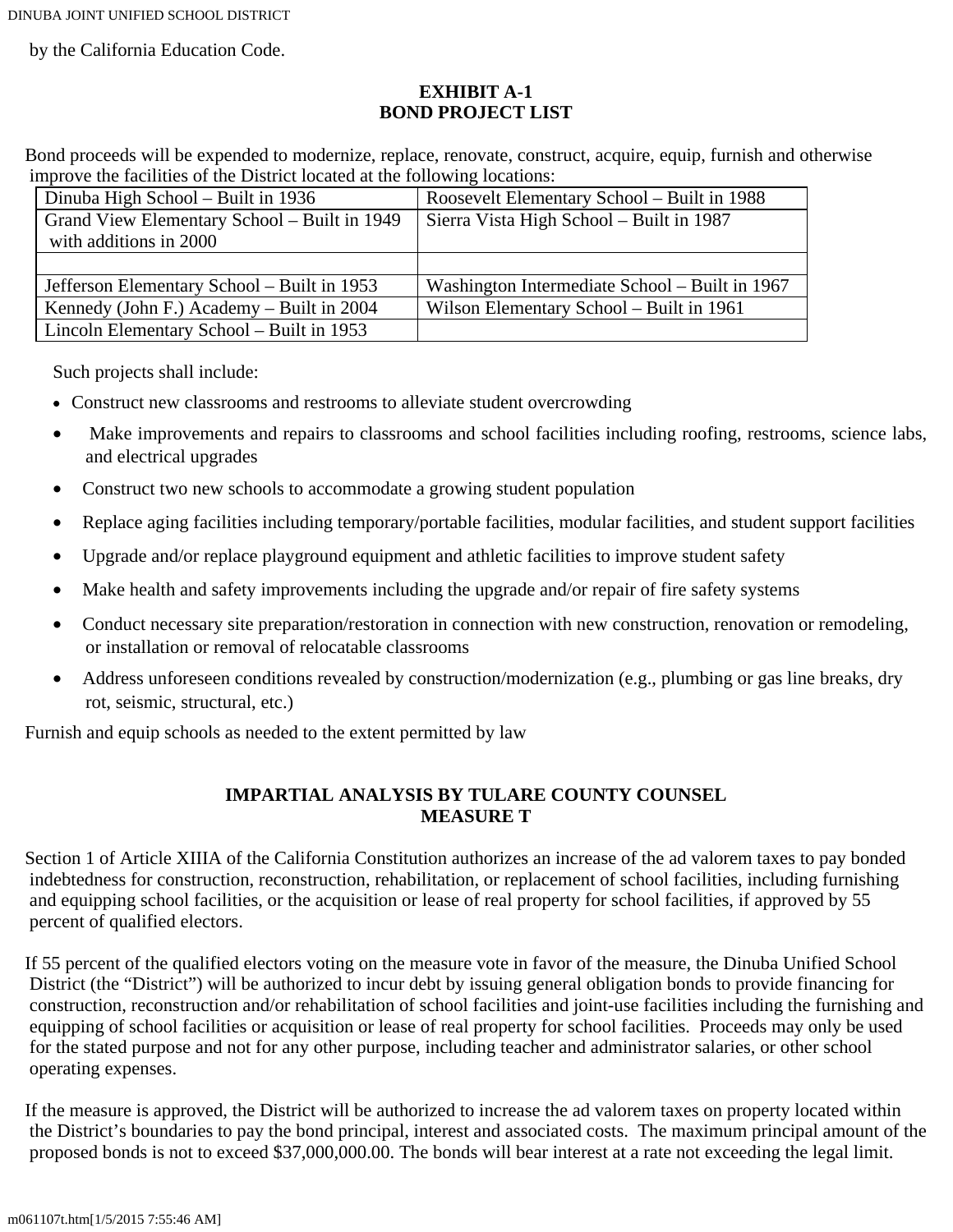by the California Education Code.

## EXHIBIT A-1
## BOND PROJECT LIST

Bond proceeds will be expended to modernize, replace, renovate, construct, acquire, equip, furnish and otherwise improve the facilities of the District located at the following locations:

| Dinuba High School – Built in 1936 | Roosevelt Elementary School – Built in 1988 |
|---|---|
| Grand View Elementary School – Built in 1949 with additions in 2000 | Sierra Vista High School – Built in 1987 |
| | |
| Jefferson Elementary School – Built in 1953 | Washington Intermediate School – Built in 1967 |
| Kennedy (John F.) Academy – Built in 2004 | Wilson Elementary School – Built in 1961 |
| Lincoln Elementary School – Built in 1953 | |

Such projects shall include:

- Construct new classrooms and restrooms to alleviate student overcrowding
- Make improvements and repairs to classrooms and school facilities including roofing, restrooms, science labs, and electrical upgrades
- Construct two new schools to accommodate a growing student population
- Replace aging facilities including temporary/portable facilities, modular facilities, and student support facilities
- Upgrade and/or replace playground equipment and athletic facilities to improve student safety
- Make health and safety improvements including the upgrade and/or repair of fire safety systems
- Conduct necessary site preparation/restoration in connection with new construction, renovation or remodeling, or installation or removal of relocatable classrooms
- Address unforeseen conditions revealed by construction/modernization (e.g., plumbing or gas line breaks, dry rot, seismic, structural, etc.)

Furnish and equip schools as needed to the extent permitted by law

## IMPARTIAL ANALYSIS BY TULARE COUNTY COUNSEL
## MEASURE T

Section 1 of Article XIIIA of the California Constitution authorizes an increase of the ad valorem taxes to pay bonded indebtedness for construction, reconstruction, rehabilitation, or replacement of school facilities, including furnishing and equipping school facilities, or the acquisition or lease of real property for school facilities, if approved by 55 percent of qualified electors.

If 55 percent of the qualified electors voting on the measure vote in favor of the measure, the Dinuba Unified School District (the "District") will be authorized to incur debt by issuing general obligation bonds to provide financing for construction, reconstruction and/or rehabilitation of school facilities and joint-use facilities including the furnishing and equipping of school facilities or acquisition or lease of real property for school facilities. Proceeds may only be used for the stated purpose and not for any other purpose, including teacher and administrator salaries, or other school operating expenses.

If the measure is approved, the District will be authorized to increase the ad valorem taxes on property located within the District's boundaries to pay the bond principal, interest and associated costs. The maximum principal amount of the proposed bonds is not to exceed $37,000,000.00. The bonds will bear interest at a rate not exceeding the legal limit.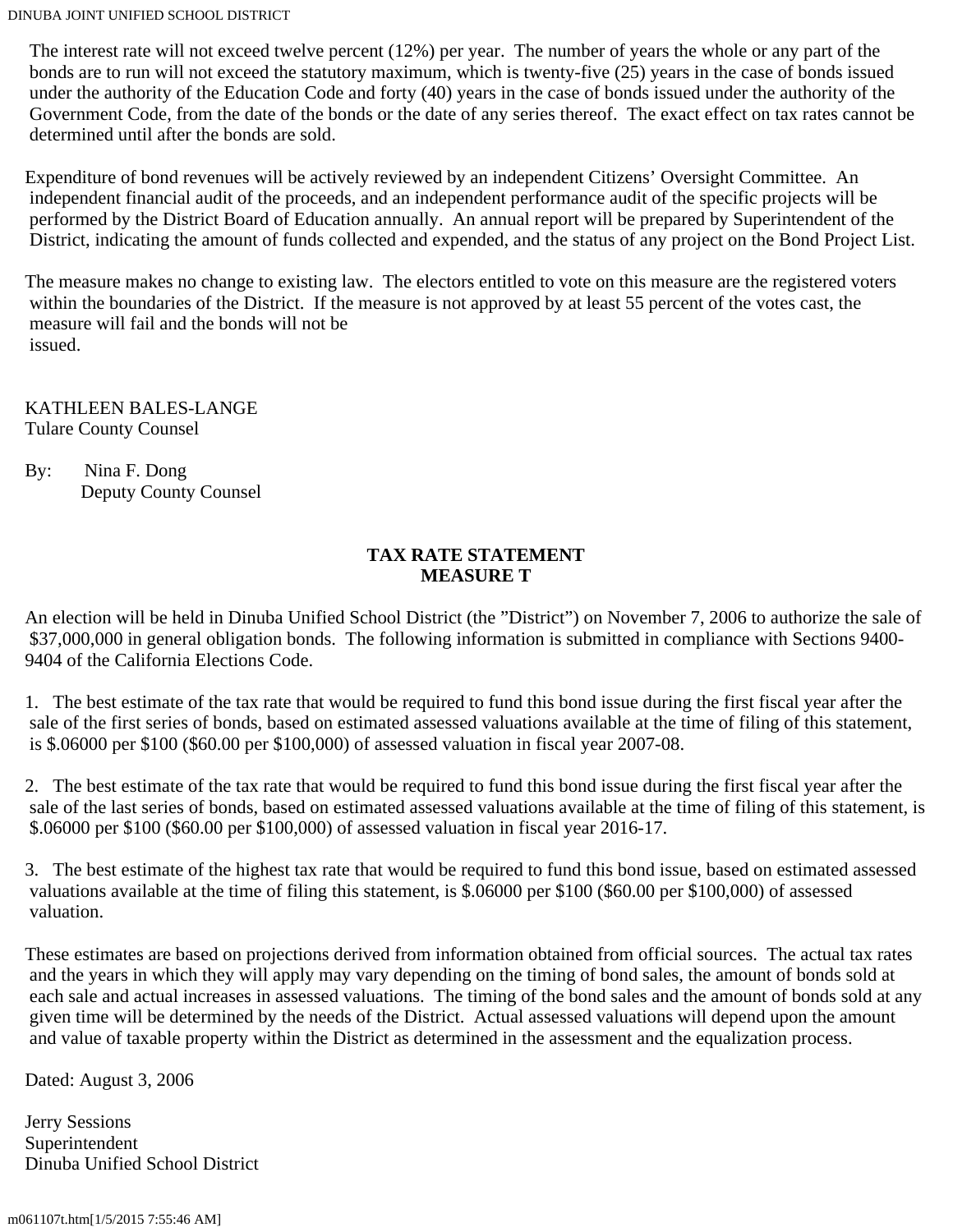The interest rate will not exceed twelve percent (12%) per year. The number of years the whole or any part of the bonds are to run will not exceed the statutory maximum, which is twenty-five (25) years in the case of bonds issued under the authority of the Education Code and forty (40) years in the case of bonds issued under the authority of the Government Code, from the date of the bonds or the date of any series thereof. The exact effect on tax rates cannot be determined until after the bonds are sold.

Expenditure of bond revenues will be actively reviewed by an independent Citizens' Oversight Committee. An independent financial audit of the proceeds, and an independent performance audit of the specific projects will be performed by the District Board of Education annually. An annual report will be prepared by Superintendent of the District, indicating the amount of funds collected and expended, and the status of any project on the Bond Project List.

The measure makes no change to existing law. The electors entitled to vote on this measure are the registered voters within the boundaries of the District. If the measure is not approved by at least 55 percent of the votes cast, the measure will fail and the bonds will not be issued.

KATHLEEN BALES-LANGE
Tulare County Counsel

By: Nina F. Dong
Deputy County Counsel

**TAX RATE STATEMENT**
**MEASURE T**

An election will be held in Dinuba Unified School District (the "District") on November 7, 2006 to authorize the sale of $37,000,000 in general obligation bonds. The following information is submitted in compliance with Sections 9400-9404 of the California Elections Code.

1. The best estimate of the tax rate that would be required to fund this bond issue during the first fiscal year after the sale of the first series of bonds, based on estimated assessed valuations available at the time of filing of this statement, is $.06000 per $100 ($60.00 per $100,000) of assessed valuation in fiscal year 2007-08.

2. The best estimate of the tax rate that would be required to fund this bond issue during the first fiscal year after the sale of the last series of bonds, based on estimated assessed valuations available at the time of filing of this statement, is $.06000 per $100 ($60.00 per $100,000) of assessed valuation in fiscal year 2016-17.

3. The best estimate of the highest tax rate that would be required to fund this bond issue, based on estimated assessed valuations available at the time of filing this statement, is $.06000 per $100 ($60.00 per $100,000) of assessed valuation.

These estimates are based on projections derived from information obtained from official sources. The actual tax rates and the years in which they will apply may vary depending on the timing of bond sales, the amount of bonds sold at each sale and actual increases in assessed valuations. The timing of the bond sales and the amount of bonds sold at any given time will be determined by the needs of the District. Actual assessed valuations will depend upon the amount and value of taxable property within the District as determined in the assessment and the equalization process.

Dated: August 3, 2006

Jerry Sessions
Superintendent
Dinuba Unified School District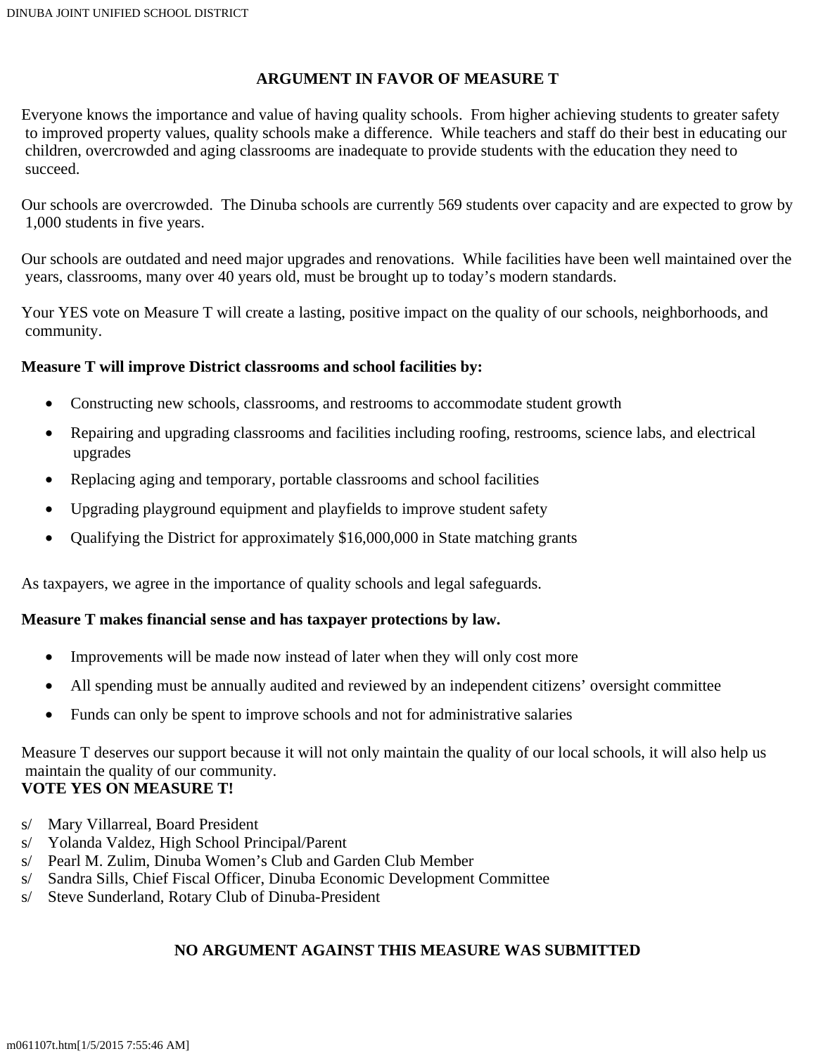## ARGUMENT IN FAVOR OF MEASURE T

Everyone knows the importance and value of having quality schools. From higher achieving students to greater safety to improved property values, quality schools make a difference. While teachers and staff do their best in educating our children, overcrowded and aging classrooms are inadequate to provide students with the education they need to succeed.

Our schools are overcrowded. The Dinuba schools are currently 569 students over capacity and are expected to grow by 1,000 students in five years.

Our schools are outdated and need major upgrades and renovations. While facilities have been well maintained over the years, classrooms, many over 40 years old, must be brought up to today's modern standards.

Your YES vote on Measure T will create a lasting, positive impact on the quality of our schools, neighborhoods, and community.

**Measure T will improve District classrooms and school facilities by:**

- Constructing new schools, classrooms, and restrooms to accommodate student growth
- Repairing and upgrading classrooms and facilities including roofing, restrooms, science labs, and electrical upgrades
- Replacing aging and temporary, portable classrooms and school facilities
- Upgrading playground equipment and playfields to improve student safety
- Qualifying the District for approximately $16,000,000 in State matching grants

As taxpayers, we agree in the importance of quality schools and legal safeguards.

**Measure T makes financial sense and has taxpayer protections by law.**

- Improvements will be made now instead of later when they will only cost more
- All spending must be annually audited and reviewed by an independent citizens' oversight committee
- Funds can only be spent to improve schools and not for administrative salaries

Measure T deserves our support because it will not only maintain the quality of our local schools, it will also help us maintain the quality of our community.

**VOTE YES ON MEASURE T!**

s/ Mary Villarreal, Board President
s/ Yolanda Valdez, High School Principal/Parent
s/ Pearl M. Zulim, Dinuba Women's Club and Garden Club Member
s/ Sandra Sills, Chief Fiscal Officer, Dinuba Economic Development Committee
s/ Steve Sunderland, Rotary Club of Dinuba-President

**NO ARGUMENT AGAINST THIS MEASURE WAS SUBMITTED**